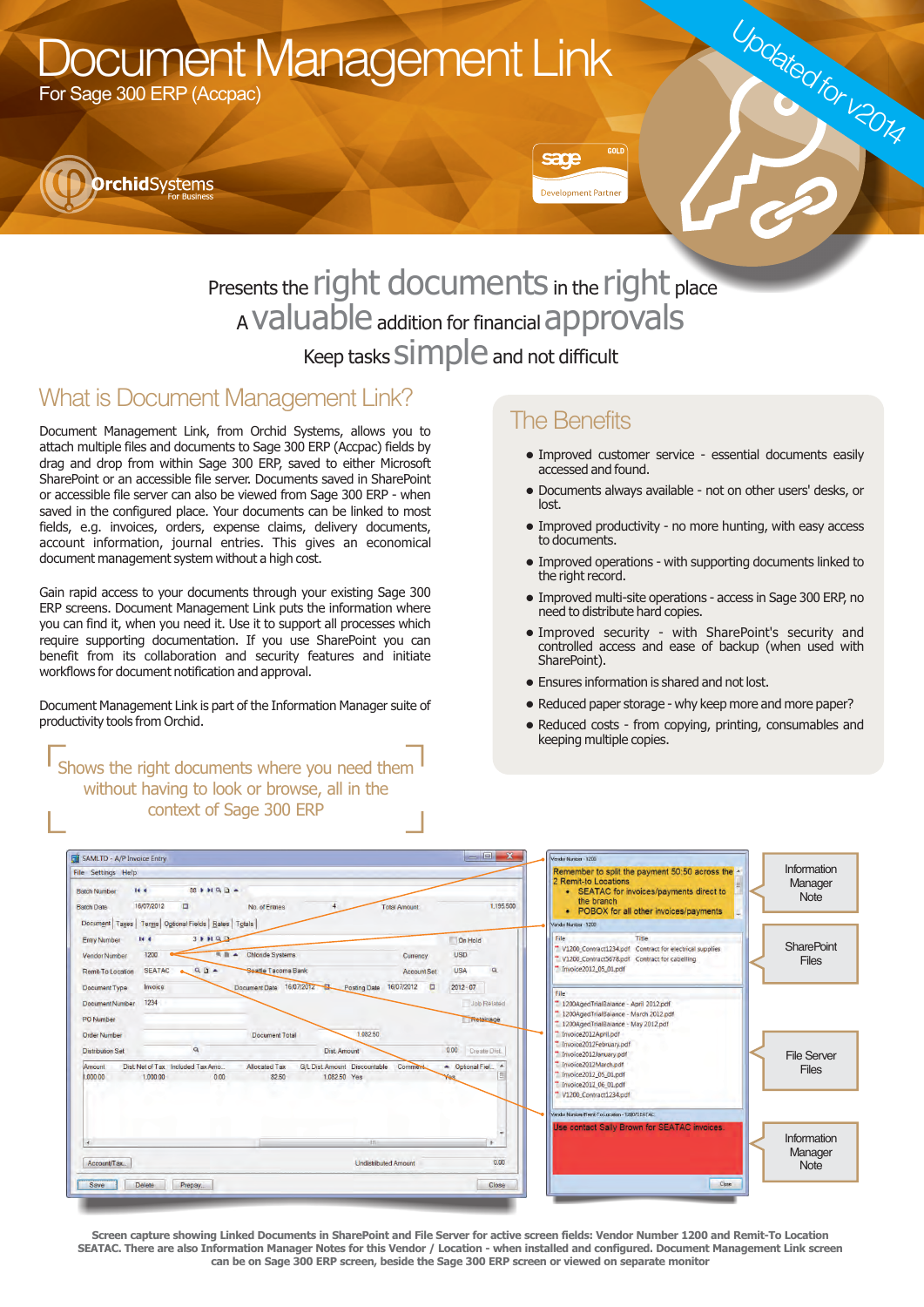# Document Management Link

For Sage 300 ERP (Accpac)

OrchidSystems For Business

Updated for v2014

Presents the **right documents** in the **right** place
A **valuable** addition for financial **approvals**
Keep tasks **simple** and not difficult

## What is Document Management Link?

Document Management Link, from Orchid Systems, allows you to attach multiple files and documents to Sage 300 ERP (Accpac) fields by drag and drop from within Sage 300 ERP, saved to either Microsoft SharePoint or an accessible file server. Documents saved in SharePoint or accessible file server can also be viewed from Sage 300 ERP - when saved in the configured place. Your documents can be linked to most fields, e.g. invoices, orders, expense claims, delivery documents, account information, journal entries. This gives an economical document management system without a high cost.

Gain rapid access to your documents through your existing Sage 300 ERP screens. Document Management Link puts the information where you can find it, when you need it. Use it to support all processes which require supporting documentation. If you use SharePoint you can benefit from its collaboration and security features and initiate workflows for document notification and approval.

Document Management Link is part of the Information Manager suite of productivity tools from Orchid.

> Shows the right documents where you need them without having to look or browse, all in the context of Sage 300 ERP

## The Benefits

- Improved customer service - essential documents easily accessed and found.
- Documents always available - not on other users' desks, or lost.
- Improved productivity - no more hunting, with easy access to documents.
- Improved operations - with supporting documents linked to the right record.
- Improved multi-site operations - access in Sage 300 ERP, no need to distribute hard copies.
- Improved security - with SharePoint's security and controlled access and ease of backup (when used with SharePoint).
- Ensures information is shared and not lost.
- Reduced paper storage - why keep more and more paper?
- Reduced costs - from copying, printing, consumables and keeping multiple copies.

Information Manager Note

SharePoint Files

File Server Files

Information Manager Note

**Screen capture showing Linked Documents in SharePoint and File Server for active screen fields: Vendor Number 1200 and Remit-To Location SEATAC. There are also Information Manager Notes for this Vendor / Location - when installed and configured. Document Management Link screen can be on Sage 300 ERP screen, beside the Sage 300 ERP screen or viewed on separate monitor**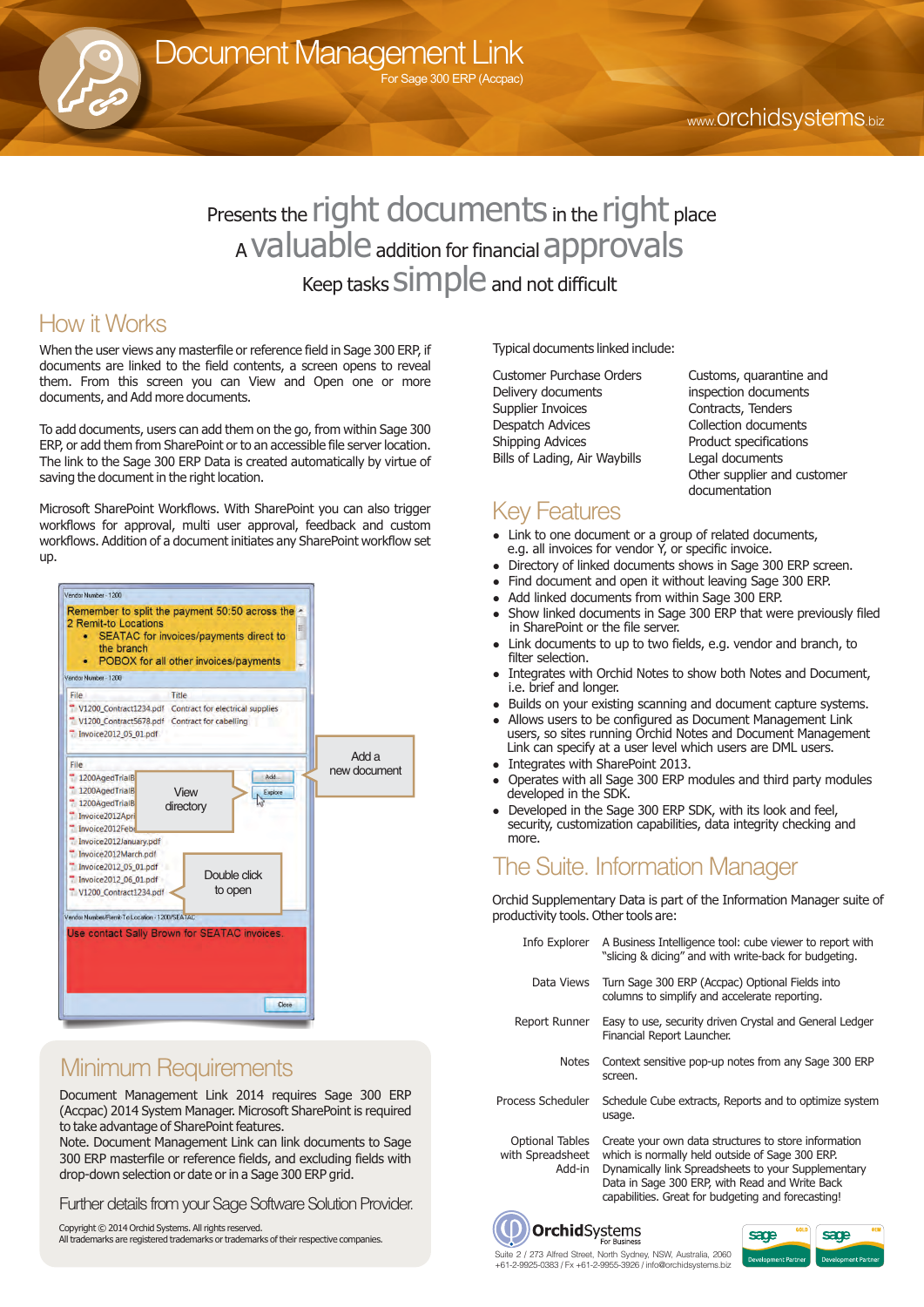# Document Management Link

For Sage 300 ERP (Accpac)

www.orchidsystems.biz

Presents the right documents in the right place
A valuable addition for financial approvals
Keep tasks simple and not difficult

## How it Works

When the user views any masterfile or reference field in Sage 300 ERP, if documents are linked to the field contents, a screen opens to reveal them. From this screen you can View and Open one or more documents, and Add more documents.

To add documents, users can add them on the go, from within Sage 300 ERP, or add them from SharePoint or to an accessible file server location. The link to the Sage 300 ERP Data is created automatically by virtue of saving the document in the right location.

Microsoft SharePoint Workflows. With SharePoint you can also trigger workflows for approval, multi user approval, feedback and custom workflows. Addition of a document initiates any SharePoint workflow set up.

Add a new document

View directory

Double click to open

## Minimum Requirements

Document Management Link 2014 requires Sage 300 ERP (Accpac) 2014 System Manager. Microsoft SharePoint is required to take advantage of SharePoint features.
Note. Document Management Link can link documents to Sage 300 ERP masterfile or reference fields, and excluding fields with drop-down selection or date or in a Sage 300 ERP grid.

Further details from your Sage Software Solution Provider.

Copyright © 2014 Orchid Systems. All rights reserved.
All trademarks are registered trademarks or trademarks of their respective companies.

Typical documents linked include:

- Customer Purchase Orders
- Delivery documents
- Supplier Invoices
- Despatch Advices
- Shipping Advices
- Bills of Lading, Air Waybills
- Customs, quarantine and inspection documents
- Contracts, Tenders
- Collection documents
- Product specifications
- Legal documents
- Other supplier and customer documentation

## Key Features

- Link to one document or a group of related documents, e.g. all invoices for vendor Y, or specific invoice.
- Directory of linked documents shows in Sage 300 ERP screen.
- Find document and open it without leaving Sage 300 ERP.
- Add linked documents from within Sage 300 ERP.
- Show linked documents in Sage 300 ERP that were previously filed in SharePoint or the file server.
- Link documents to up to two fields, e.g. vendor and branch, to filter selections.
- Integrates with Orchid Notes to show both Notes and Document, i.e. brief and longer.
- Builds on your existing scanning and document capture systems.
- Allows users to be configured as Document Management Link users, so sites running Orchid Notes and Document Management Link can specify at a user level which users are DML users.
- Integrates with SharePoint 2013.
- Operates with all Sage 300 ERP modules and third party modules developed in the SDK.
- Developed in the Sage 300 ERP SDK, with its look and feel, security, customization capabilities, data integrity checking and more.

## The Suite. Information Manager

Orchid Supplementary Data is part of the Information Manager suite of productivity tools. Other tools are:

| | |
|---|---|
| Info Explorer | A Business Intelligence tool: cube viewer to report with "slicing & dicing" and with write-back for budgeting. |
| Data Views | Turn Sage 300 ERP (Accpac) Optional Fields into columns to simplify and accelerate reporting. |
| Report Runner | Easy to use, security driven Crystal and General Ledger Financial Report Launcher. |
| Notes | Context sensitive pop-up notes from any Sage 300 ERP screen. |
| Process Scheduler | Schedule Cube extracts, Reports and to optimize system usage. |
| Optional Tables with Spreadsheet Add-in | Create your own data structures to store information which is normally held outside of Sage 300 ERP. Dynamically link Spreadsheets to your Supplementary Data in Sage 300 ERP, with Read and Write Back capabilities. Great for budgeting and forecasting! |

OrchidSystems For Business

Suite 2 / 273 Alfred Street, North Sydney, NSW, Australia, 2060
+61-2-9925-0383 / Fx +61-2-9955-3926 / info@orchidsystems.biz

sage Gold Development Partner
sage Development Partner